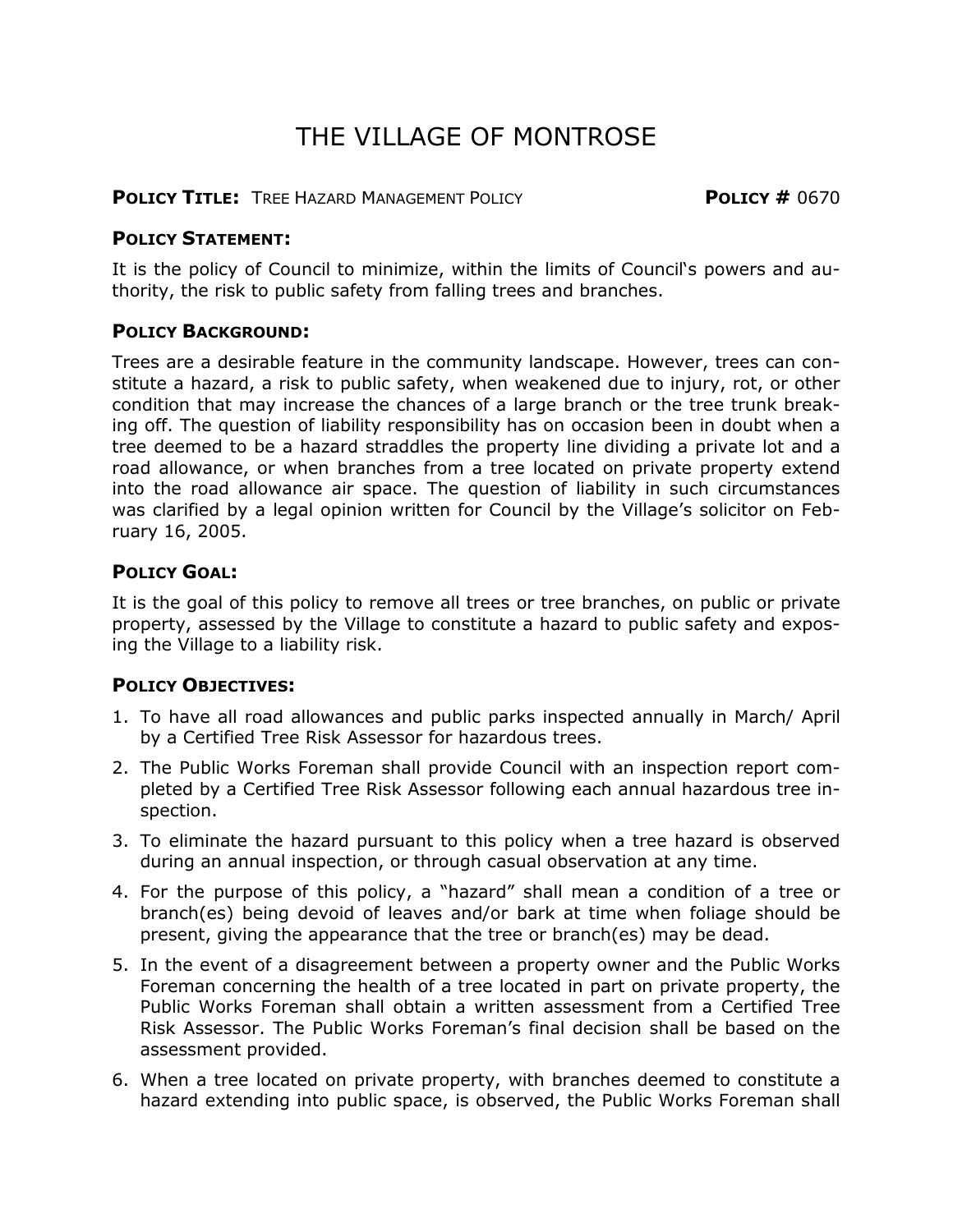# THE VILLAGE OF MONTROSE

**POLICY TITLE:** TREE HAZARD MANAGEMENT POLICY **POLICY #** 0670

## POLICY STATEMENT:

It is the policy of Council to minimize, within the limits of Council's powers and authority, the risk to public safety from falling trees and branches.

## POLICY BACKGROUND:

Trees are a desirable feature in the community landscape. However, trees can constitute a hazard, a risk to public safety, when weakened due to injury, rot, or other condition that may increase the chances of a large branch or the tree trunk breaking off. The question of liability responsibility has on occasion been in doubt when a tree deemed to be a hazard straddles the property line dividing a private lot and a road allowance, or when branches from a tree located on private property extend into the road allowance air space. The question of liability in such circumstances was clarified by a legal opinion written for Council by the Village's solicitor on February 16, 2005.

## POLICY GOAL:

It is the goal of this policy to remove all trees or tree branches, on public or private property, assessed by the Village to constitute a hazard to public safety and exposing the Village to a liability risk.

## POLICY OBJECTIVES:

1. To have all road allowances and public parks inspected annually in March/ April by a Certified Tree Risk Assessor for hazardous trees.
2. The Public Works Foreman shall provide Council with an inspection report completed by a Certified Tree Risk Assessor following each annual hazardous tree inspection.
3. To eliminate the hazard pursuant to this policy when a tree hazard is observed during an annual inspection, or through casual observation at any time.
4. For the purpose of this policy, a "hazard" shall mean a condition of a tree or branch(es) being devoid of leaves and/or bark at time when foliage should be present, giving the appearance that the tree or branch(es) may be dead.
5. In the event of a disagreement between a property owner and the Public Works Foreman concerning the health of a tree located in part on private property, the Public Works Foreman shall obtain a written assessment from a Certified Tree Risk Assessor. The Public Works Foreman's final decision shall be based on the assessment provided.
6. When a tree located on private property, with branches deemed to constitute a hazard extending into public space, is observed, the Public Works Foreman shall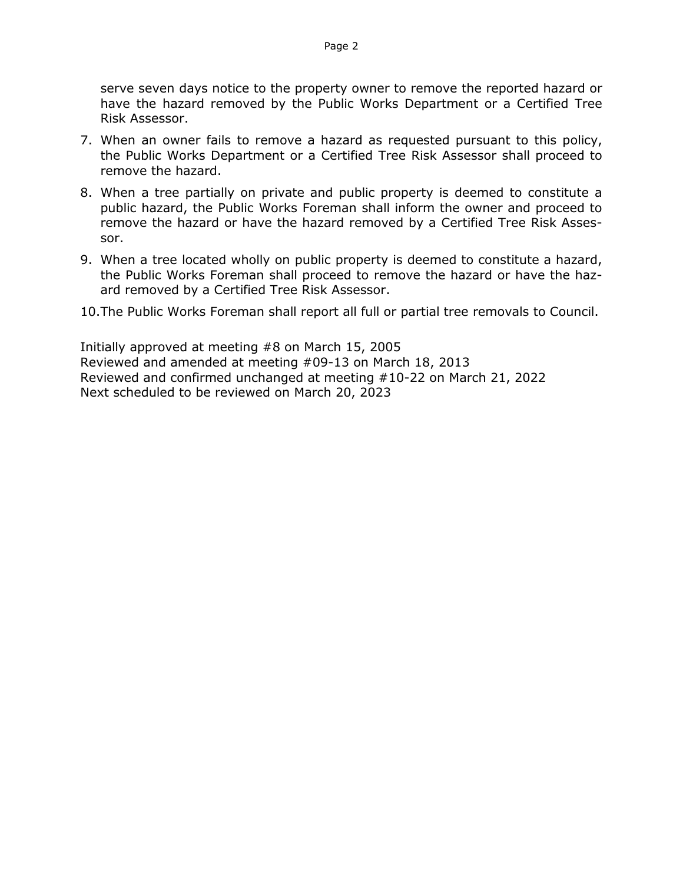serve seven days notice to the property owner to remove the reported hazard or have the hazard removed by the Public Works Department or a Certified Tree Risk Assessor.

7. When an owner fails to remove a hazard as requested pursuant to this policy, the Public Works Department or a Certified Tree Risk Assessor shall proceed to remove the hazard.
8. When a tree partially on private and public property is deemed to constitute a public hazard, the Public Works Foreman shall inform the owner and proceed to remove the hazard or have the hazard removed by a Certified Tree Risk Assessor.
9. When a tree located wholly on public property is deemed to constitute a hazard, the Public Works Foreman shall proceed to remove the hazard or have the hazard removed by a Certified Tree Risk Assessor.
10. The Public Works Foreman shall report all full or partial tree removals to Council.

Initially approved at meeting #8 on March 15, 2005
Reviewed and amended at meeting #09-13 on March 18, 2013
Reviewed and confirmed unchanged at meeting #10-22 on March 21, 2022
Next scheduled to be reviewed on March 20, 2023